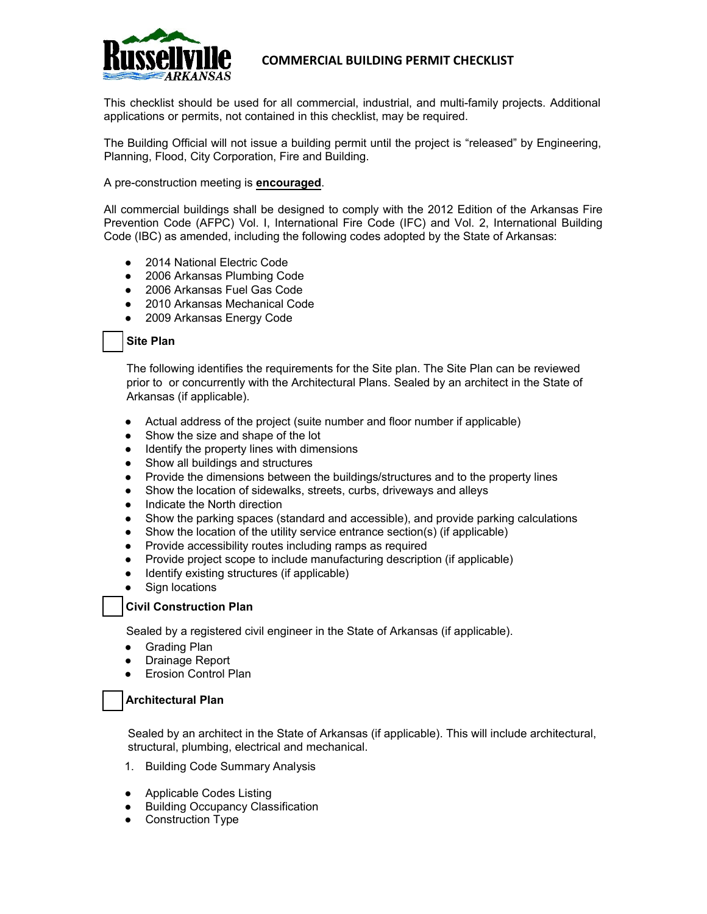# COMMERCIAL BUILDING PERMIT CHECKLIST

This checklist should be used for all commercial, industrial, and multi-family projects. Additional applications or permits, not contained in this checklist, may be required.

The Building Official will not issue a building permit until the project is "released" by Engineering, Planning, Flood, City Corporation, Fire and Building.

A pre-construction meeting is **encouraged**.

All commercial buildings shall be designed to comply with the 2012 Edition of the Arkansas Fire Prevention Code (AFPC) Vol. I, International Fire Code (IFC) and Vol. 2, International Building Code (IBC) as amended, including the following codes adopted by the State of Arkansas:

- 2014 National Electric Code
- 2006 Arkansas Plumbing Code
- 2006 Arkansas Fuel Gas Code
- 2010 Arkansas Mechanical Code
- 2009 Arkansas Energy Code

☐ **Site Plan**

The following identifies the requirements for the Site plan. The Site Plan can be reviewed prior to or concurrently with the Architectural Plans. Sealed by an architect in the State of Arkansas (if applicable).

- Actual address of the project (suite number and floor number if applicable)
- Show the size and shape of the lot
- Identify the property lines with dimensions
- Show all buildings and structures
- Provide the dimensions between the buildings/structures and to the property lines
- Show the location of sidewalks, streets, curbs, driveways and alleys
- Indicate the North direction
- Show the parking spaces (standard and accessible), and provide parking calculations
- Show the location of the utility service entrance section(s) (if applicable)
- Provide accessibility routes including ramps as required
- Provide project scope to include manufacturing description (if applicable)
- Identify existing structures (if applicable)
- Sign locations

☐ **Civil Construction Plan**

Sealed by a registered civil engineer in the State of Arkansas (if applicable).

- Grading Plan
- Drainage Report
- Erosion Control Plan

☐ **Architectural Plan**

Sealed by an architect in the State of Arkansas (if applicable). This will include architectural, structural, plumbing, electrical and mechanical.

1. Building Code Summary Analysis

- Applicable Codes Listing
- Building Occupancy Classification
- Construction Type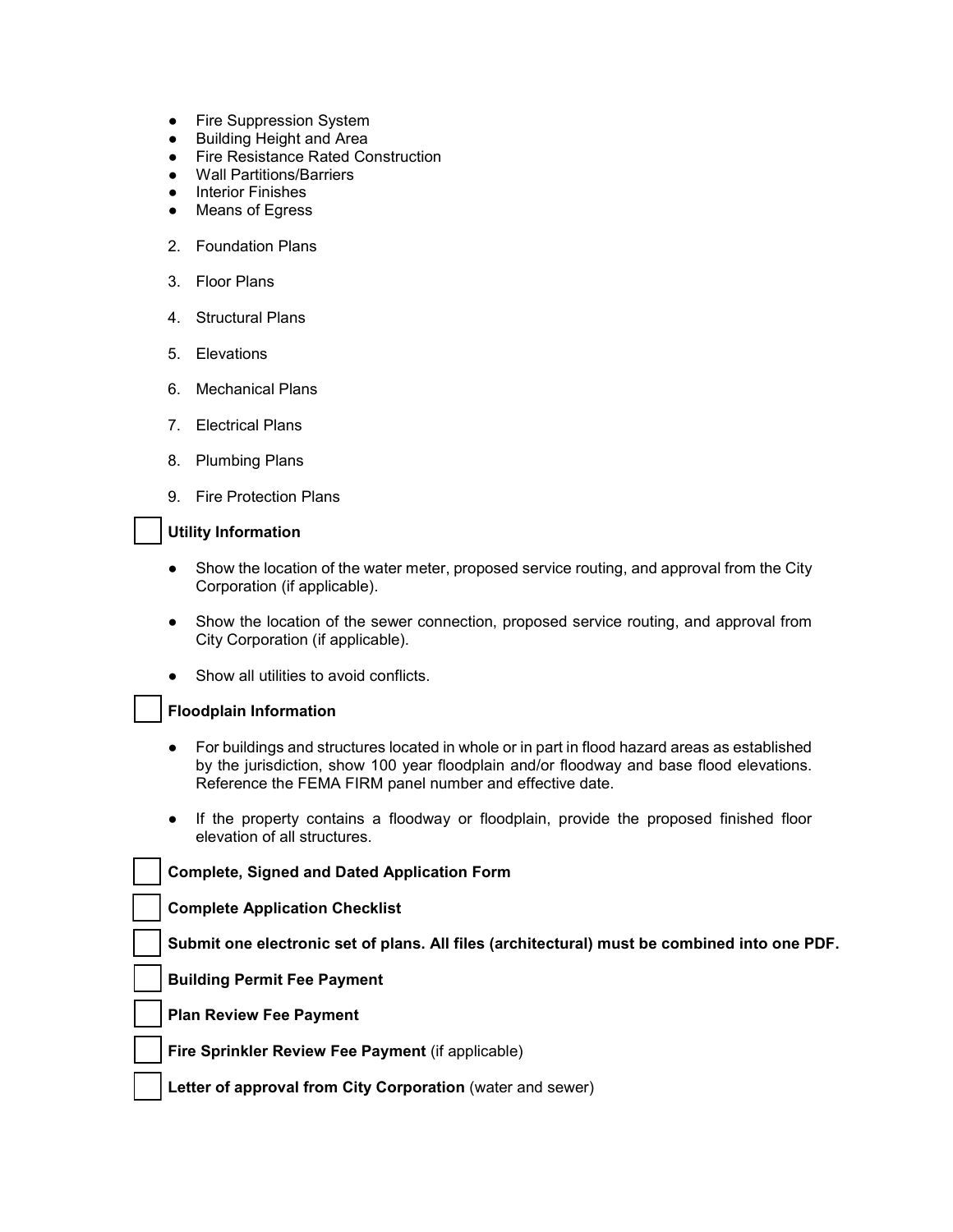- Fire Suppression System
- Building Height and Area
- Fire Resistance Rated Construction
- Wall Partitions/Barriers
- Interior Finishes
- Means of Egress

2. Foundation Plans

3. Floor Plans

4. Structural Plans

5. Elevations

6. Mechanical Plans

7. Electrical Plans

8. Plumbing Plans

9. Fire Protection Plans

☐ **Utility Information**

- Show the location of the water meter, proposed service routing, and approval from the City Corporation (if applicable).

- Show the location of the sewer connection, proposed service routing, and approval from City Corporation (if applicable).

- Show all utilities to avoid conflicts.

☐ **Floodplain Information**

- For buildings and structures located in whole or in part in flood hazard areas as established by the jurisdiction, show 100 year floodplain and/or floodway and base flood elevations. Reference the FEMA FIRM panel number and effective date.

- If the property contains a floodway or floodplain, provide the proposed finished floor elevation of all structures.

☐ **Complete, Signed and Dated Application Form**

☐ **Complete Application Checklist**

☐ **Submit one electronic set of plans. All files (architectural) must be combined into one PDF.**

☐ **Building Permit Fee Payment**

☐ **Plan Review Fee Payment**

☐ **Fire Sprinkler Review Fee Payment** (if applicable)

☐ **Letter of approval from City Corporation** (water and sewer)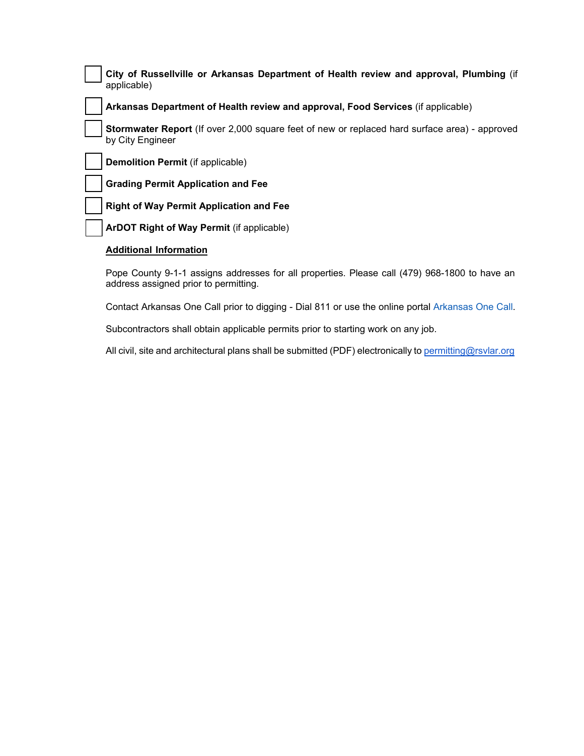- [ ] **City of Russellville or Arkansas Department of Health review and approval, Plumbing** (if applicable)
- [ ] **Arkansas Department of Health review and approval, Food Services** (if applicable)
- [ ] **Stormwater Report** (If over 2,000 square feet of new or replaced hard surface area) - approved by City Engineer
- [ ] **Demolition Permit** (if applicable)
- [ ] **Grading Permit Application and Fee**
- [ ] **Right of Way Permit Application and Fee**
- [ ] **ArDOT Right of Way Permit** (if applicable)

**Additional Information**

Pope County 9-1-1 assigns addresses for all properties. Please call (479) 968-1800 to have an address assigned prior to permitting.

Contact Arkansas One Call prior to digging - Dial 811 or use the online portal Arkansas One Call.

Subcontractors shall obtain applicable permits prior to starting work on any job.

All civil, site and architectural plans shall be submitted (PDF) electronically to permitting@rsvlar.org